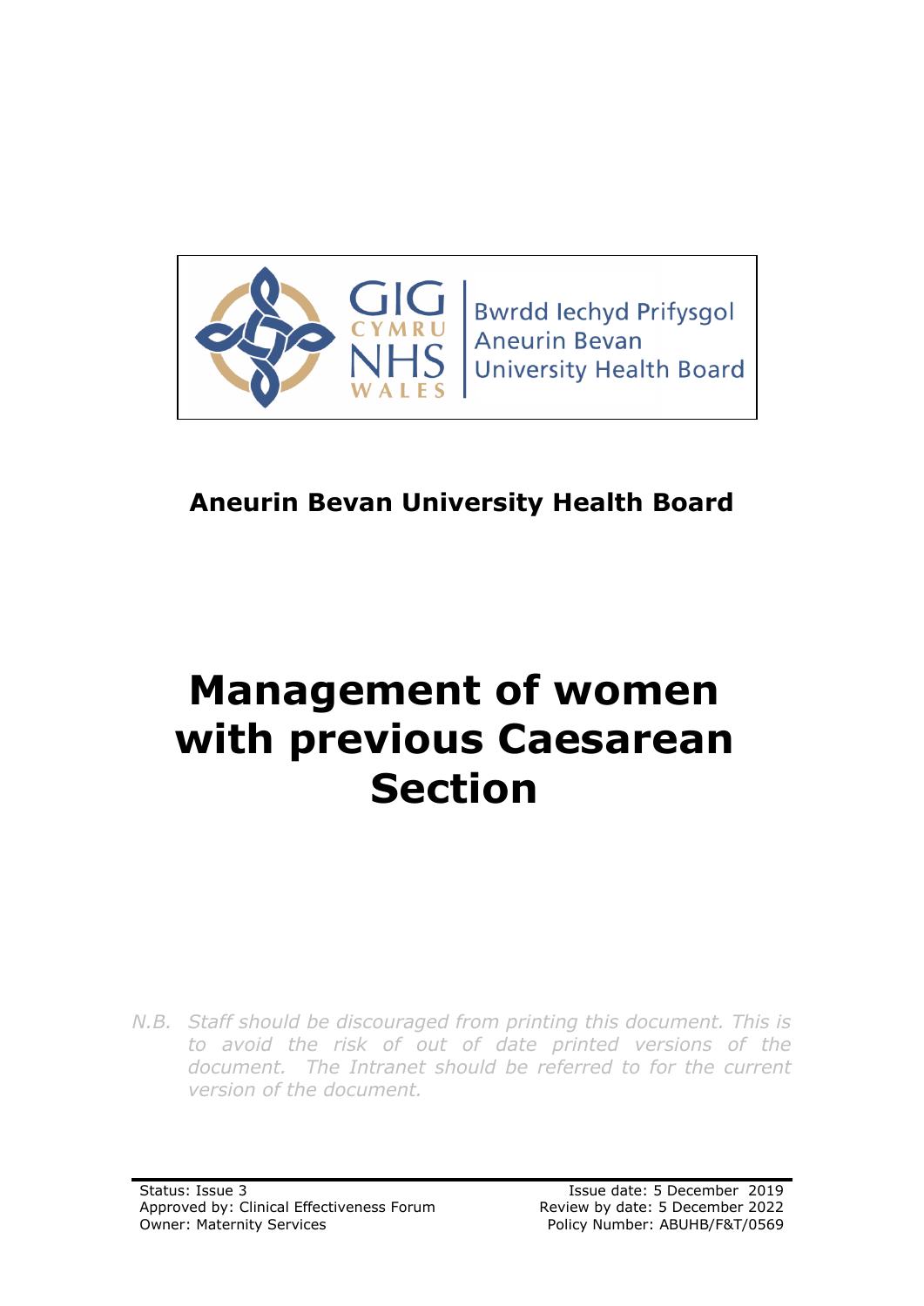Bwrdd Iechyd Prifysgol
Aneurin Bevan
University Health Board

**Aneurin Bevan University Health Board**

# Management of women with previous Caesarean Section

*N.B. Staff should be discouraged from printing this document. This is to avoid the risk of out of date printed versions of the document. The Intranet should be referred to for the current version of the document.*

Status: Issue 3
Approved by: Clinical Effectiveness Forum
Owner: Maternity Services

Issue date: 5 December 2019
Review by date: 5 December 2022
Policy Number: ABUHB/F&T/0569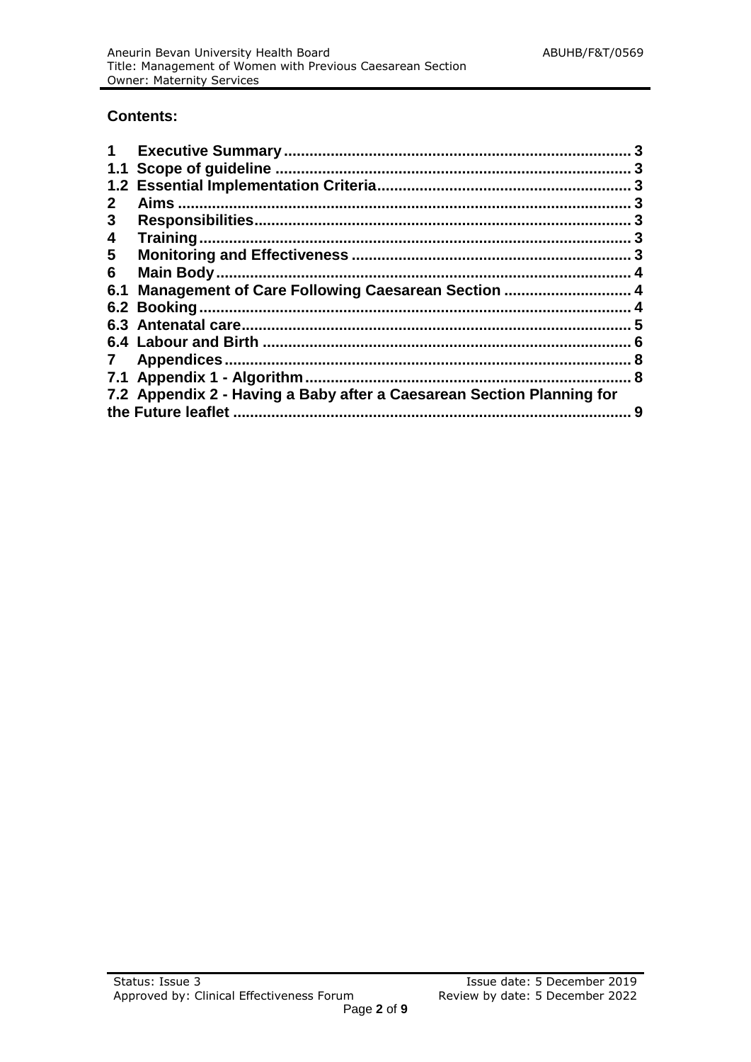## Contents:

**1 Executive Summary ... 3**
**1.1 Scope of guideline ... 3**
**1.2 Essential Implementation Criteria ... 3**
**2 Aims ... 3**
**3 Responsibilities ... 3**
**4 Training ... 3**
**5 Monitoring and Effectiveness ... 3**
**6 Main Body ... 4**
**6.1 Management of Care Following Caesarean Section ... 4**
**6.2 Booking ... 4**
**6.3 Antenatal care ... 5**
**6.4 Labour and Birth ... 6**
**7 Appendices ... 8**
**7.1 Appendix 1 - Algorithm ... 8**
**7.2 Appendix 2 - Having a Baby after a Caesarean Section Planning for the Future leaflet ... 9**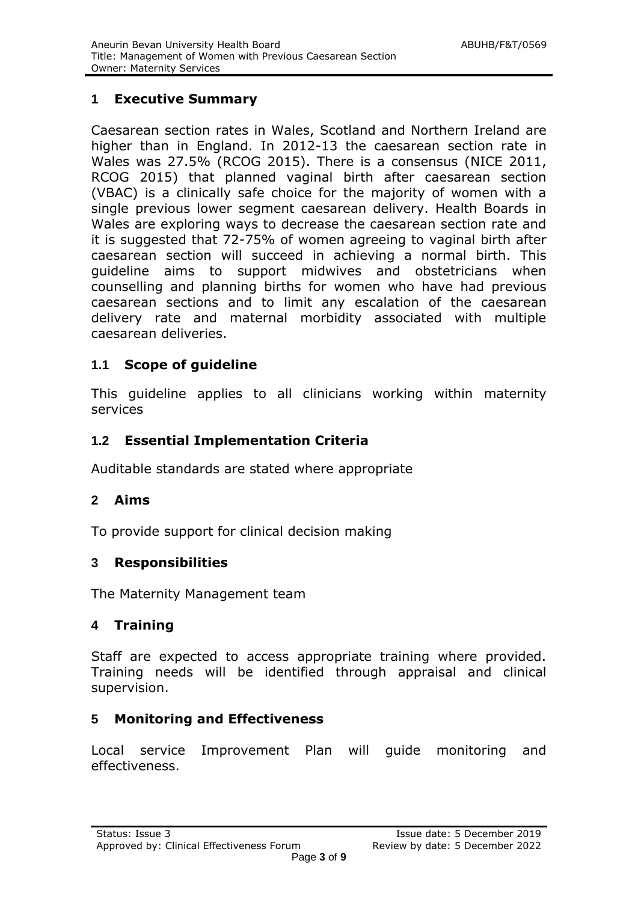## 1 Executive Summary

Caesarean section rates in Wales, Scotland and Northern Ireland are higher than in England. In 2012-13 the caesarean section rate in Wales was 27.5% (RCOG 2015). There is a consensus (NICE 2011, RCOG 2015) that planned vaginal birth after caesarean section (VBAC) is a clinically safe choice for the majority of women with a single previous lower segment caesarean delivery. Health Boards in Wales are exploring ways to decrease the caesarean section rate and it is suggested that 72-75% of women agreeing to vaginal birth after caesarean section will succeed in achieving a normal birth. This guideline aims to support midwives and obstetricians when counselling and planning births for women who have had previous caesarean sections and to limit any escalation of the caesarean delivery rate and maternal morbidity associated with multiple caesarean deliveries.

### 1.1 Scope of guideline

This guideline applies to all clinicians working within maternity services

### 1.2 Essential Implementation Criteria

Auditable standards are stated where appropriate

## 2 Aims

To provide support for clinical decision making

## 3 Responsibilities

The Maternity Management team

## 4 Training

Staff are expected to access appropriate training where provided. Training needs will be identified through appraisal and clinical supervision.

## 5 Monitoring and Effectiveness

Local service Improvement Plan will guide monitoring and effectiveness.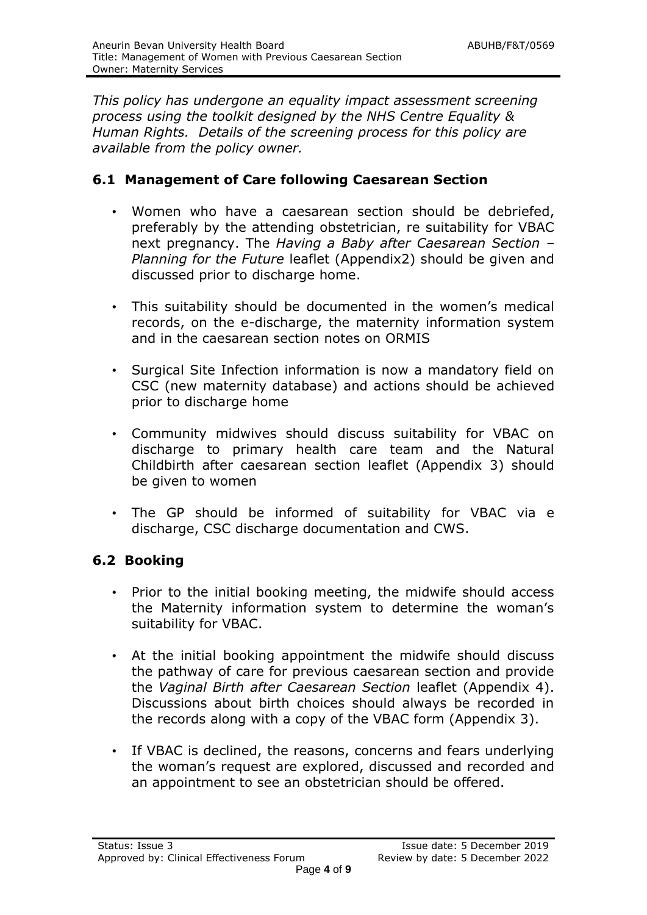*This policy has undergone an equality impact assessment screening process using the toolkit designed by the NHS Centre Equality & Human Rights. Details of the screening process for this policy are available from the policy owner.*

## 6.1 Management of Care following Caesarean Section

- Women who have a caesarean section should be debriefed, preferably by the attending obstetrician, re suitability for VBAC next pregnancy. The *Having a Baby after Caesarean Section – Planning for the Future* leaflet (Appendix2) should be given and discussed prior to discharge home.
- This suitability should be documented in the women's medical records, on the e-discharge, the maternity information system and in the caesarean section notes on ORMIS
- Surgical Site Infection information is now a mandatory field on CSC (new maternity database) and actions should be achieved prior to discharge home
- Community midwives should discuss suitability for VBAC on discharge to primary health care team and the Natural Childbirth after caesarean section leaflet (Appendix 3) should be given to women
- The GP should be informed of suitability for VBAC via e discharge, CSC discharge documentation and CWS.

## 6.2 Booking

- Prior to the initial booking meeting, the midwife should access the Maternity information system to determine the woman's suitability for VBAC.
- At the initial booking appointment the midwife should discuss the pathway of care for previous caesarean section and provide the *Vaginal Birth after Caesarean Section* leaflet (Appendix 4). Discussions about birth choices should always be recorded in the records along with a copy of the VBAC form (Appendix 3).
- If VBAC is declined, the reasons, concerns and fears underlying the woman's request are explored, discussed and recorded and an appointment to see an obstetrician should be offered.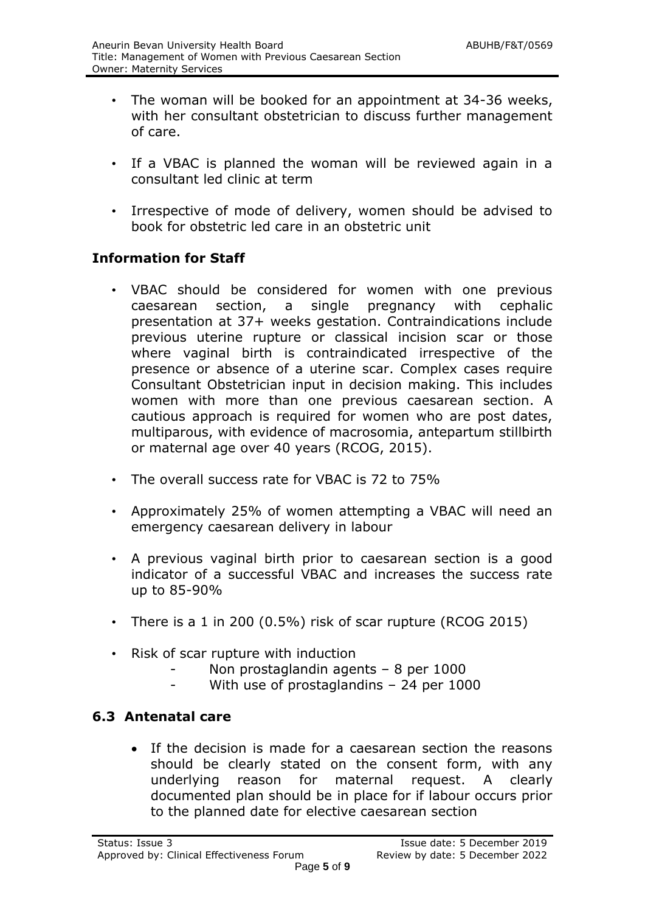- The woman will be booked for an appointment at 34-36 weeks, with her consultant obstetrician to discuss further management of care.
- If a VBAC is planned the woman will be reviewed again in a consultant led clinic at term
- Irrespective of mode of delivery, women should be advised to book for obstetric led care in an obstetric unit

### Information for Staff

- VBAC should be considered for women with one previous caesarean section, a single pregnancy with cephalic presentation at 37+ weeks gestation. Contraindications include previous uterine rupture or classical incision scar or those where vaginal birth is contraindicated irrespective of the presence or absence of a uterine scar. Complex cases require Consultant Obstetrician input in decision making. This includes women with more than one previous caesarean section. A cautious approach is required for women who are post dates, multiparous, with evidence of macrosomia, antepartum stillbirth or maternal age over 40 years (RCOG, 2015).
- The overall success rate for VBAC is 72 to 75%
- Approximately 25% of women attempting a VBAC will need an emergency caesarean delivery in labour
- A previous vaginal birth prior to caesarean section is a good indicator of a successful VBAC and increases the success rate up to 85-90%
- There is a 1 in 200 (0.5%) risk of scar rupture (RCOG 2015)
- Risk of scar rupture with induction
  - Non prostaglandin agents – 8 per 1000
  - With use of prostaglandins – 24 per 1000

## 6.3 Antenatal care

- If the decision is made for a caesarean section the reasons should be clearly stated on the consent form, with any underlying reason for maternal request. A clearly documented plan should be in place for if labour occurs prior to the planned date for elective caesarean section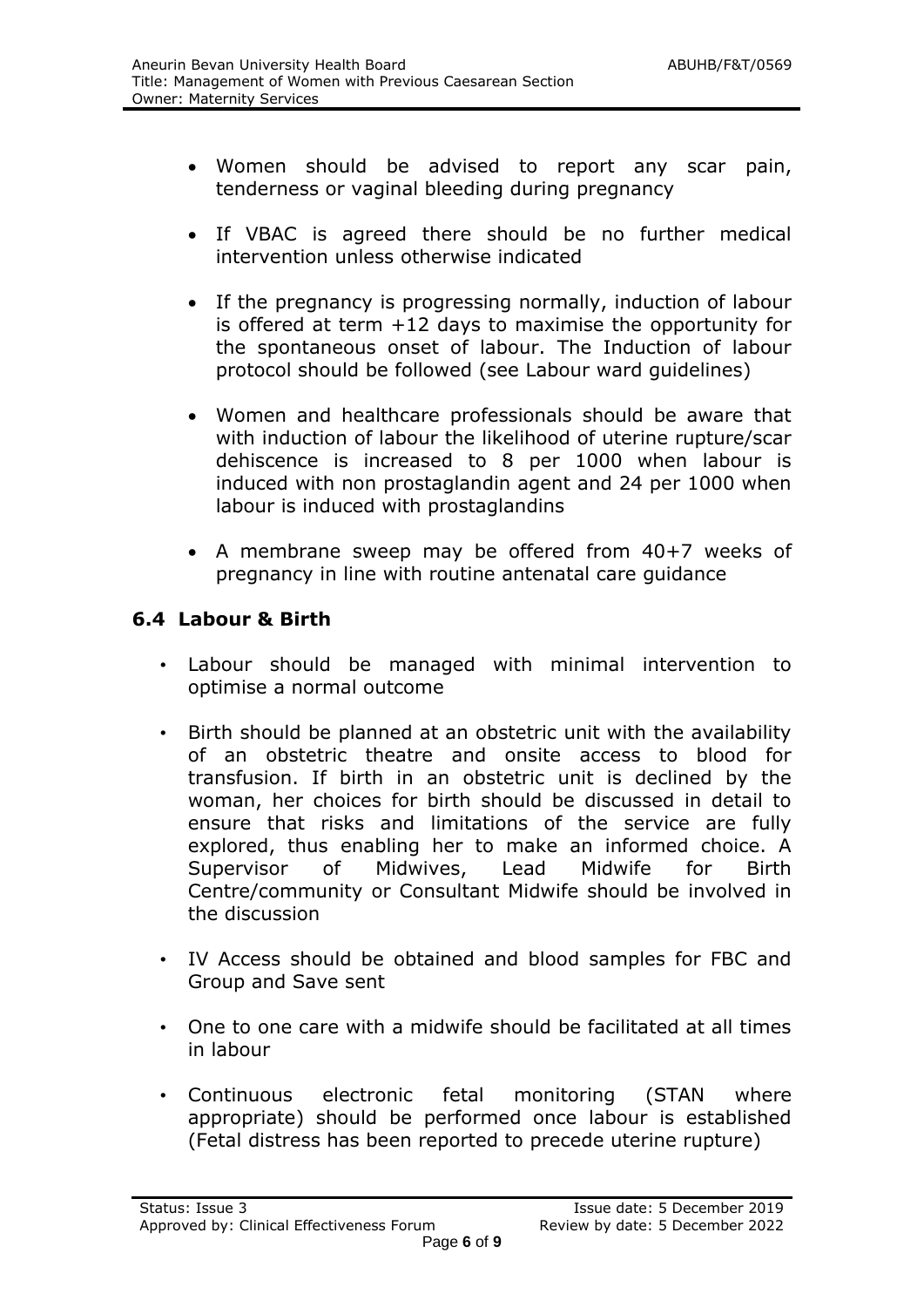- Women should be advised to report any scar pain, tenderness or vaginal bleeding during pregnancy

- If VBAC is agreed there should be no further medical intervention unless otherwise indicated

- If the pregnancy is progressing normally, induction of labour is offered at term +12 days to maximise the opportunity for the spontaneous onset of labour. The Induction of labour protocol should be followed (see Labour ward guidelines)

- Women and healthcare professionals should be aware that with induction of labour the likelihood of uterine rupture/scar dehiscence is increased to 8 per 1000 when labour is induced with non prostaglandin agent and 24 per 1000 when labour is induced with prostaglandins

- A membrane sweep may be offered from 40+7 weeks of pregnancy in line with routine antenatal care guidance

## 6.4 Labour & Birth

- Labour should be managed with minimal intervention to optimise a normal outcome

- Birth should be planned at an obstetric unit with the availability of an obstetric theatre and onsite access to blood for transfusion. If birth in an obstetric unit is declined by the woman, her choices for birth should be discussed in detail to ensure that risks and limitations of the service are fully explored, thus enabling her to make an informed choice. A Supervisor of Midwives, Lead Midwife for Birth Centre/community or Consultant Midwife should be involved in the discussion

- IV Access should be obtained and blood samples for FBC and Group and Save sent

- One to one care with a midwife should be facilitated at all times in labour

- Continuous electronic fetal monitoring (STAN where appropriate) should be performed once labour is established (Fetal distress has been reported to precede uterine rupture)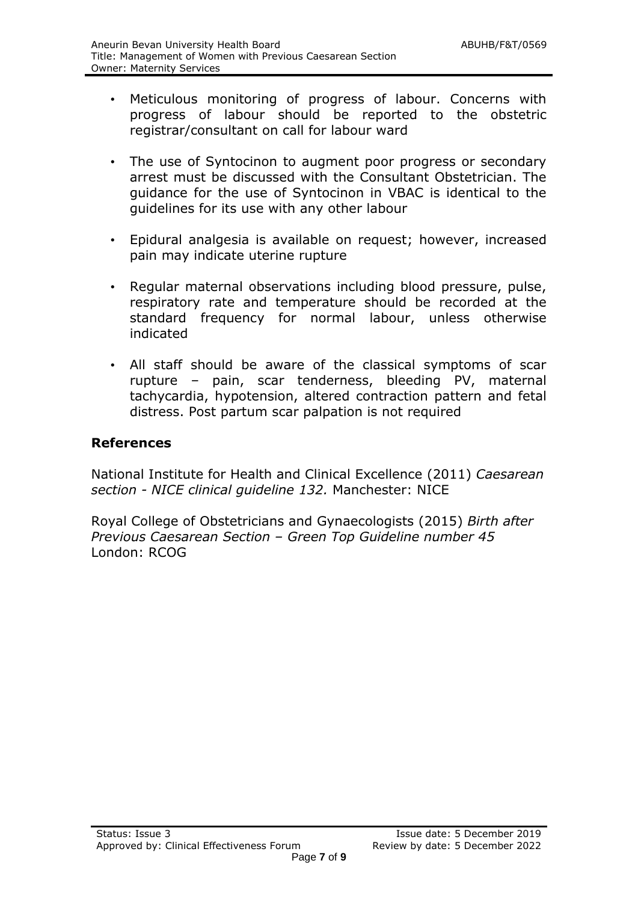- Meticulous monitoring of progress of labour. Concerns with progress of labour should be reported to the obstetric registrar/consultant on call for labour ward
- The use of Syntocinon to augment poor progress or secondary arrest must be discussed with the Consultant Obstetrician. The guidance for the use of Syntocinon in VBAC is identical to the guidelines for its use with any other labour
- Epidural analgesia is available on request; however, increased pain may indicate uterine rupture
- Regular maternal observations including blood pressure, pulse, respiratory rate and temperature should be recorded at the standard frequency for normal labour, unless otherwise indicated
- All staff should be aware of the classical symptoms of scar rupture – pain, scar tenderness, bleeding PV, maternal tachycardia, hypotension, altered contraction pattern and fetal distress. Post partum scar palpation is not required

## References

National Institute for Health and Clinical Excellence (2011) *Caesarean section - NICE clinical guideline 132.* Manchester: NICE

Royal College of Obstetricians and Gynaecologists (2015) *Birth after Previous Caesarean Section – Green Top Guideline number 45* London: RCOG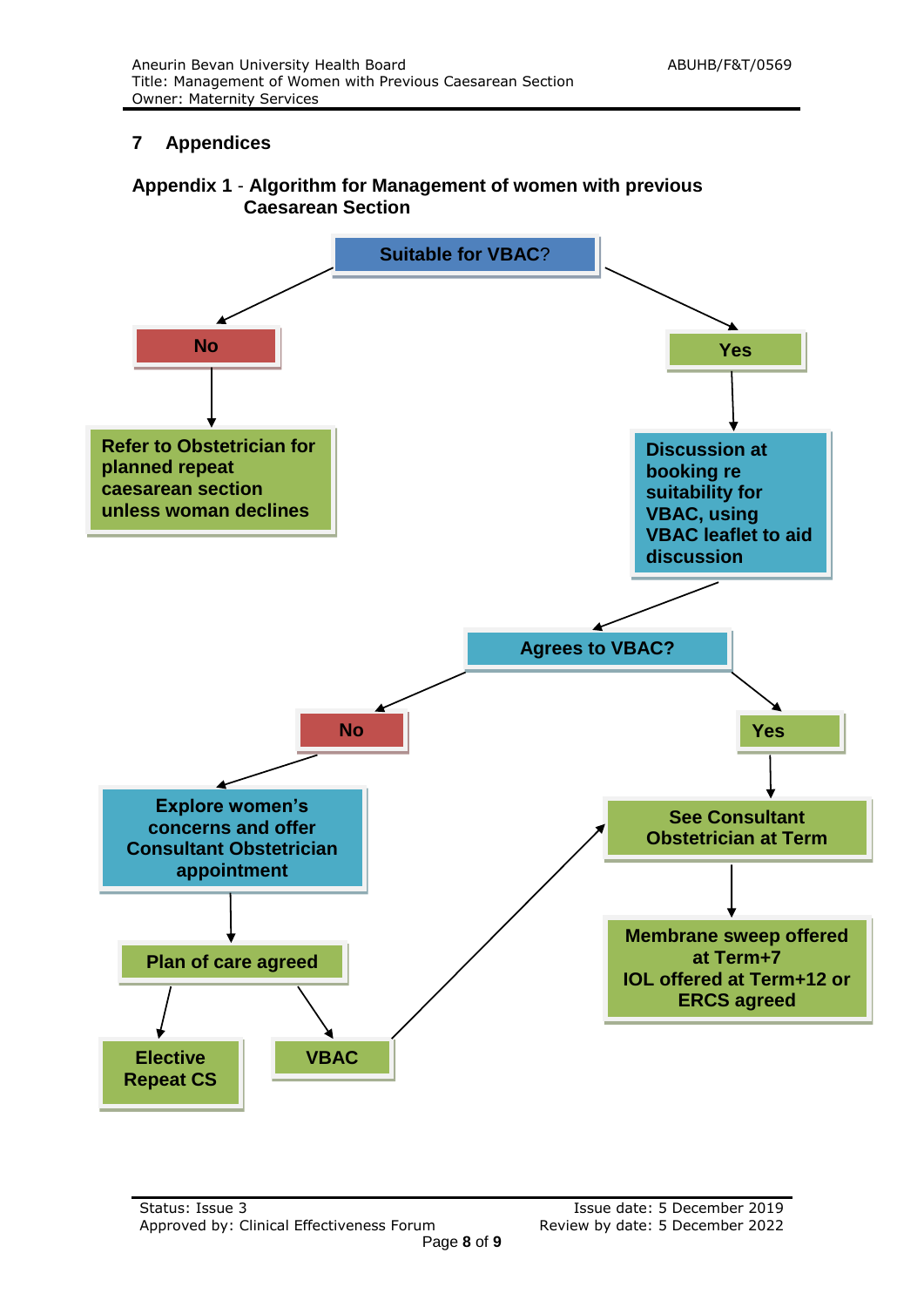## 7 Appendices

### Appendix 1 - Algorithm for Management of women with previous Caesarean Section

**Suitable for VBAC?**

- **No**
  - Refer to Obstetrician for planned repeat caesarean section unless woman declines
- **Yes**
  - Discussion at booking re suitability for VBAC, using VBAC leaflet to aid discussion
    - **Agrees to VBAC?**
      - **No**
        - Explore women's concerns and offer Consultant Obstetrician appointment
          - Plan of care agreed
            - Elective Repeat CS
            - VBAC → See Consultant Obstetrician at Term
      - **Yes**
        - See Consultant Obstetrician at Term
          - Membrane sweep offered at Term+7
            IOL offered at Term+12 or ERCS agreed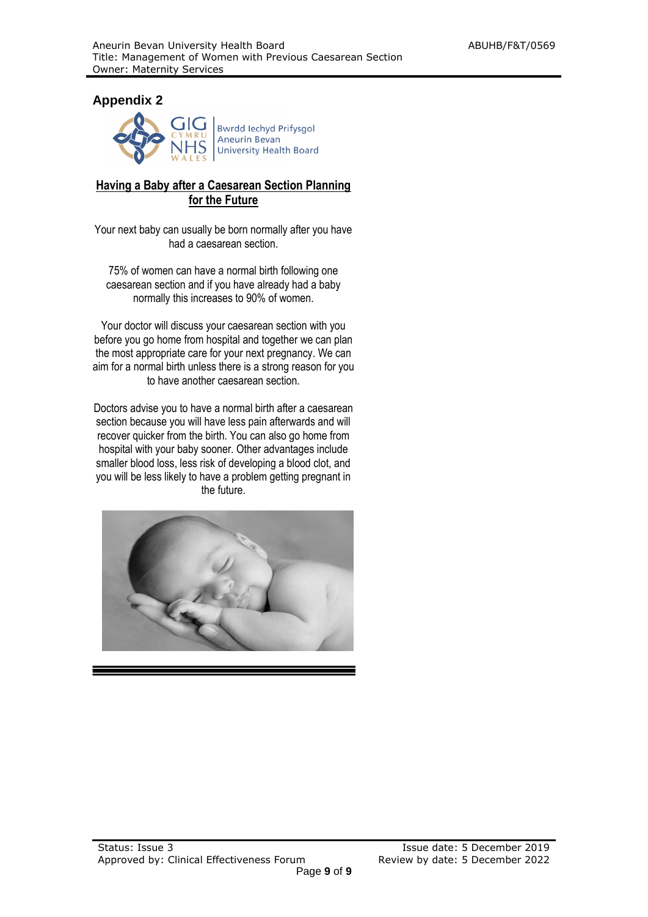## Appendix 2

Bwrdd Iechyd Prifysgol Aneurin Bevan University Health Board

**Having a Baby after a Caesarean Section Planning for the Future**

Your next baby can usually be born normally after you have had a caesarean section.

75% of women can have a normal birth following one caesarean section and if you have already had a baby normally this increases to 90% of women.

Your doctor will discuss your caesarean section with you before you go home from hospital and together we can plan the most appropriate care for your next pregnancy. We can aim for a normal birth unless there is a strong reason for you to have another caesarean section.

Doctors advise you to have a normal birth after a caesarean section because you will have less pain afterwards and will recover quicker from the birth. You can also go home from hospital with your baby sooner. Other advantages include smaller blood loss, less risk of developing a blood clot, and you will be less likely to have a problem getting pregnant in the future.